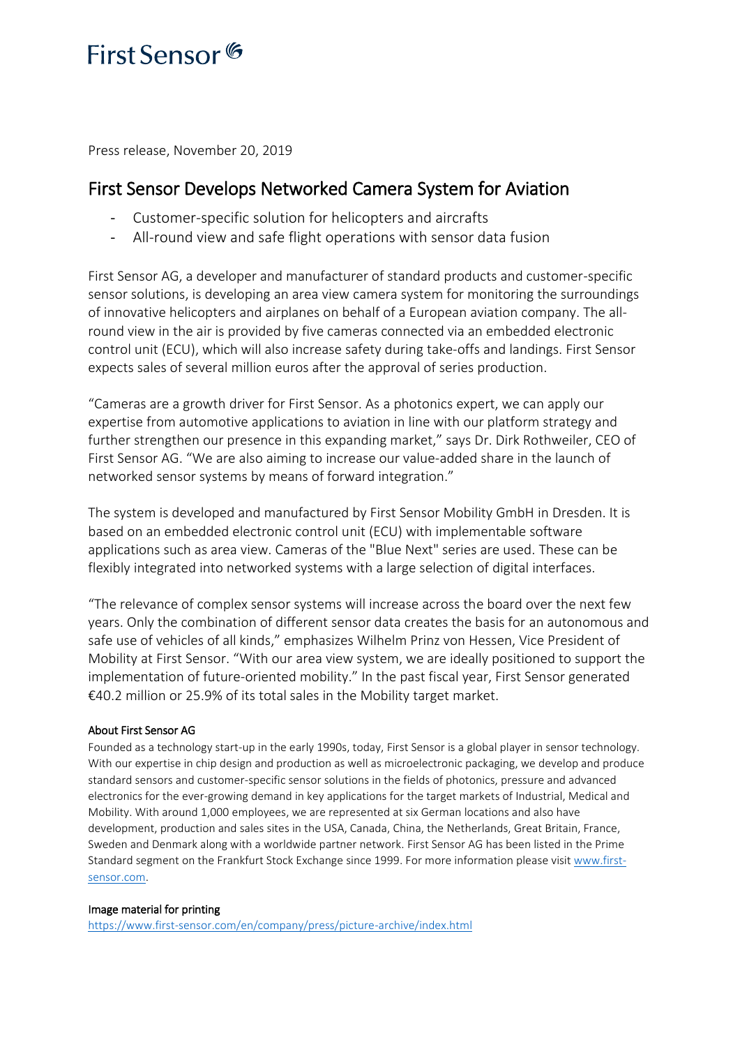First Sensor

Press release, November 20, 2019

# First Sensor Develops Networked Camera System for Aviation

- Customer-specific solution for helicopters and aircrafts
- All-round view and safe flight operations with sensor data fusion

First Sensor AG, a developer and manufacturer of standard products and customer-specific sensor solutions, is developing an area view camera system for monitoring the surroundings of innovative helicopters and airplanes on behalf of a European aviation company. The all-round view in the air is provided by five cameras connected via an embedded electronic control unit (ECU), which will also increase safety during take-offs and landings. First Sensor expects sales of several million euros after the approval of series production.

"Cameras are a growth driver for First Sensor. As a photonics expert, we can apply our expertise from automotive applications to aviation in line with our platform strategy and further strengthen our presence in this expanding market," says Dr. Dirk Rothweiler, CEO of First Sensor AG. "We are also aiming to increase our value-added share in the launch of networked sensor systems by means of forward integration."

The system is developed and manufactured by First Sensor Mobility GmbH in Dresden. It is based on an embedded electronic control unit (ECU) with implementable software applications such as area view. Cameras of the "Blue Next" series are used. These can be flexibly integrated into networked systems with a large selection of digital interfaces.

"The relevance of complex sensor systems will increase across the board over the next few years. Only the combination of different sensor data creates the basis for an autonomous and safe use of vehicles of all kinds," emphasizes Wilhelm Prinz von Hessen, Vice President of Mobility at First Sensor. "With our area view system, we are ideally positioned to support the implementation of future-oriented mobility." In the past fiscal year, First Sensor generated €40.2 million or 25.9% of its total sales in the Mobility target market.

#### About First Sensor AG

Founded as a technology start-up in the early 1990s, today, First Sensor is a global player in sensor technology. With our expertise in chip design and production as well as microelectronic packaging, we develop and produce standard sensors and customer-specific sensor solutions in the fields of photonics, pressure and advanced electronics for the ever-growing demand in key applications for the target markets of Industrial, Medical and Mobility. With around 1,000 employees, we are represented at six German locations and also have development, production and sales sites in the USA, Canada, China, the Netherlands, Great Britain, France, Sweden and Denmark along with a worldwide partner network. First Sensor AG has been listed in the Prime Standard segment on the Frankfurt Stock Exchange since 1999. For more information please visit www.first-sensor.com.

#### Image material for printing

https://www.first-sensor.com/en/company/press/picture-archive/index.html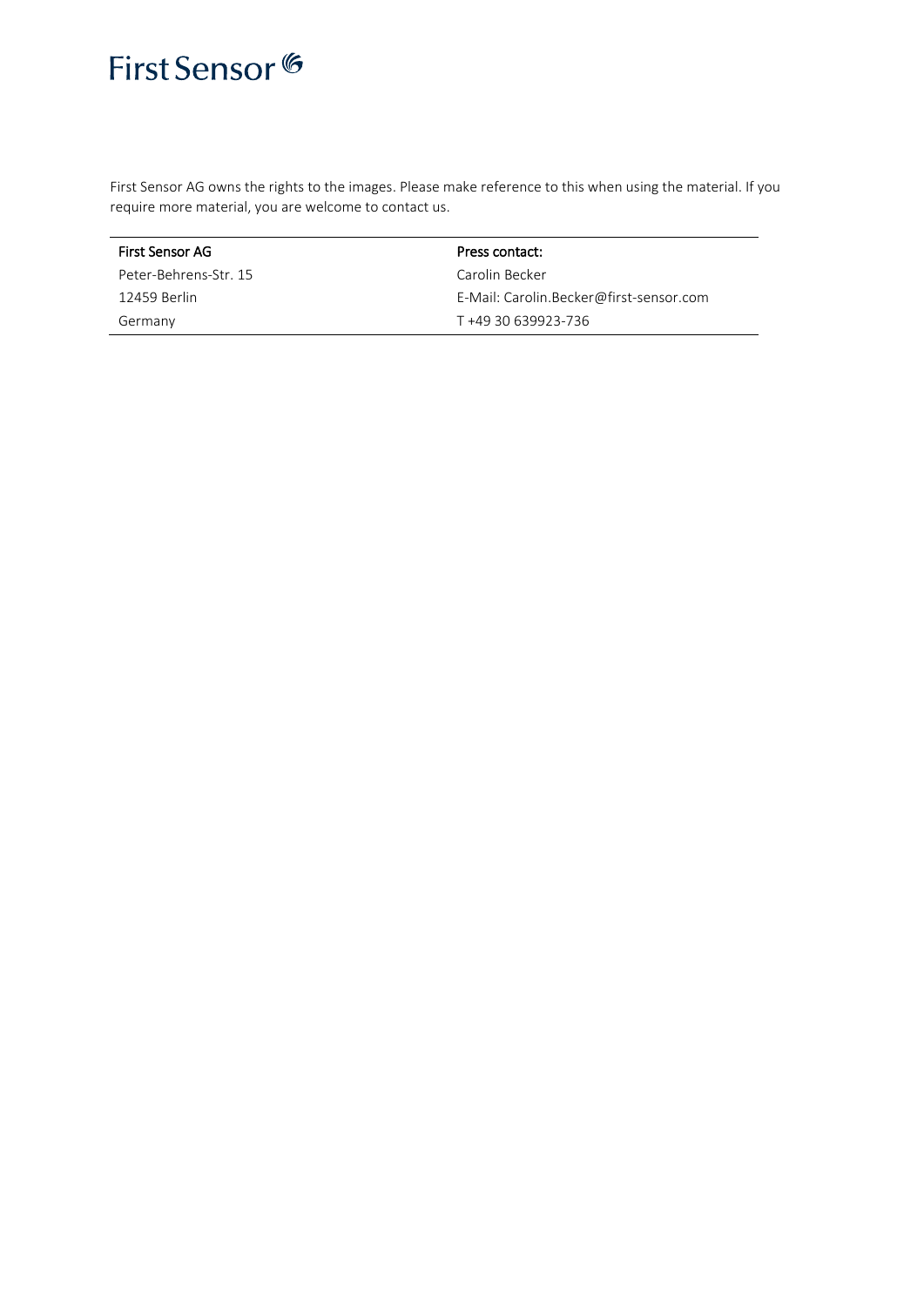First Sensor AG owns the rights to the images. Please make reference to this when using the material. If you require more material, you are welcome to contact us.

| First Sensor AG | Press contact: |
|---|---|
| Peter-Behrens-Str. 15 | Carolin Becker |
| 12459 Berlin | E-Mail: Carolin.Becker@first-sensor.com |
| Germany | T +49 30 639923-736 |